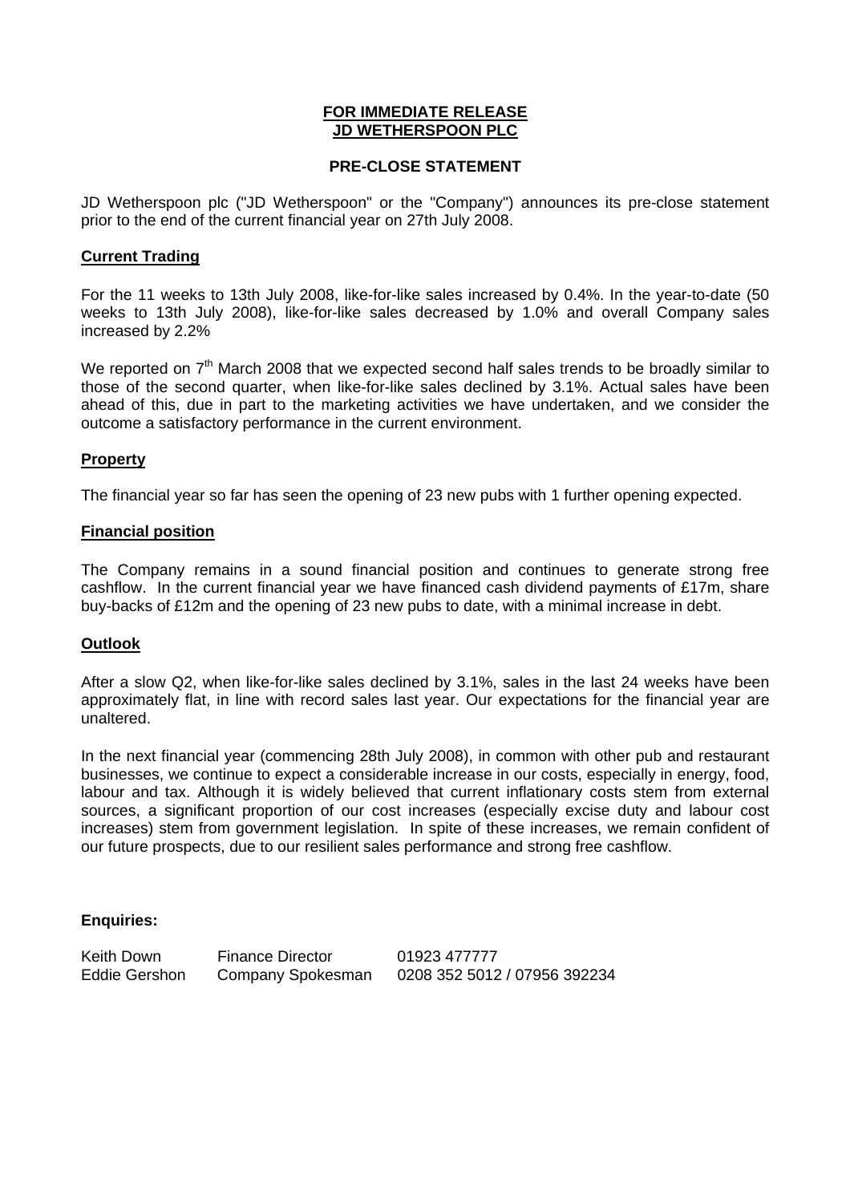**FOR IMMEDIATE RELEASE**
**JD WETHERSPOON PLC**

**PRE-CLOSE STATEMENT**

JD Wetherspoon plc ("JD Wetherspoon" or the "Company") announces its pre-close statement prior to the end of the current financial year on 27th July 2008.

## Current Trading

For the 11 weeks to 13th July 2008, like-for-like sales increased by 0.4%. In the year-to-date (50 weeks to 13th July 2008), like-for-like sales decreased by 1.0% and overall Company sales increased by 2.2%

We reported on 7th March 2008 that we expected second half sales trends to be broadly similar to those of the second quarter, when like-for-like sales declined by 3.1%. Actual sales have been ahead of this, due in part to the marketing activities we have undertaken, and we consider the outcome a satisfactory performance in the current environment.

## Property

The financial year so far has seen the opening of 23 new pubs with 1 further opening expected.

## Financial position

The Company remains in a sound financial position and continues to generate strong free cashflow. In the current financial year we have financed cash dividend payments of £17m, share buy-backs of £12m and the opening of 23 new pubs to date, with a minimal increase in debt.

## Outlook

After a slow Q2, when like-for-like sales declined by 3.1%, sales in the last 24 weeks have been approximately flat, in line with record sales last year. Our expectations for the financial year are unaltered.

In the next financial year (commencing 28th July 2008), in common with other pub and restaurant businesses, we continue to expect a considerable increase in our costs, especially in energy, food, labour and tax. Although it is widely believed that current inflationary costs stem from external sources, a significant proportion of our cost increases (especially excise duty and labour cost increases) stem from government legislation. In spite of these increases, we remain confident of our future prospects, due to our resilient sales performance and strong free cashflow.

**Enquiries:**

| | | |
|---|---|---|
| Keith Down | Finance Director | 01923 477777 |
| Eddie Gershon | Company Spokesman | 0208 352 5012 / 07956 392234 |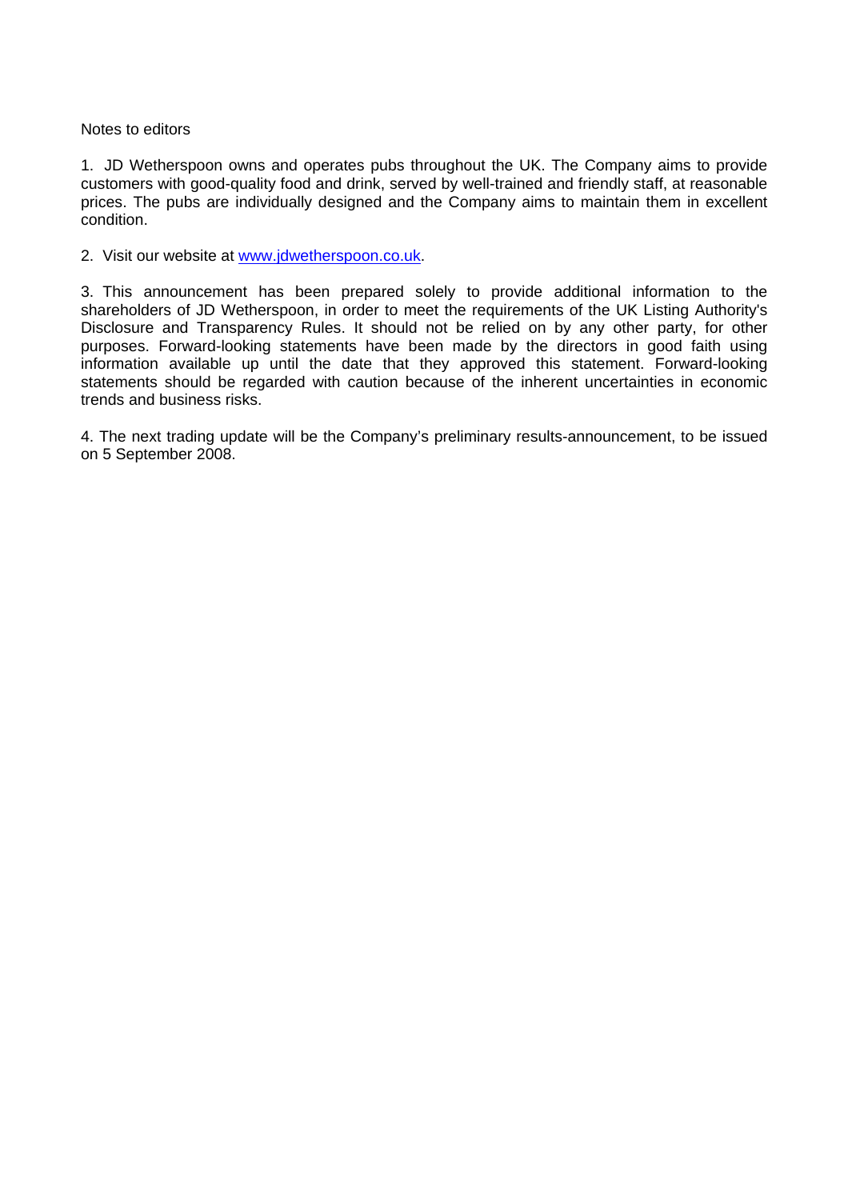Notes to editors

1. JD Wetherspoon owns and operates pubs throughout the UK. The Company aims to provide customers with good-quality food and drink, served by well-trained and friendly staff, at reasonable prices. The pubs are individually designed and the Company aims to maintain them in excellent condition.

2. Visit our website at [www.jdwetherspoon.co.uk](http://www.jdwetherspoon.co.uk).

3. This announcement has been prepared solely to provide additional information to the shareholders of JD Wetherspoon, in order to meet the requirements of the UK Listing Authority's Disclosure and Transparency Rules. It should not be relied on by any other party, for other purposes. Forward-looking statements have been made by the directors in good faith using information available up until the date that they approved this statement. Forward-looking statements should be regarded with caution because of the inherent uncertainties in economic trends and business risks.

4. The next trading update will be the Company's preliminary results-announcement, to be issued on 5 September 2008.